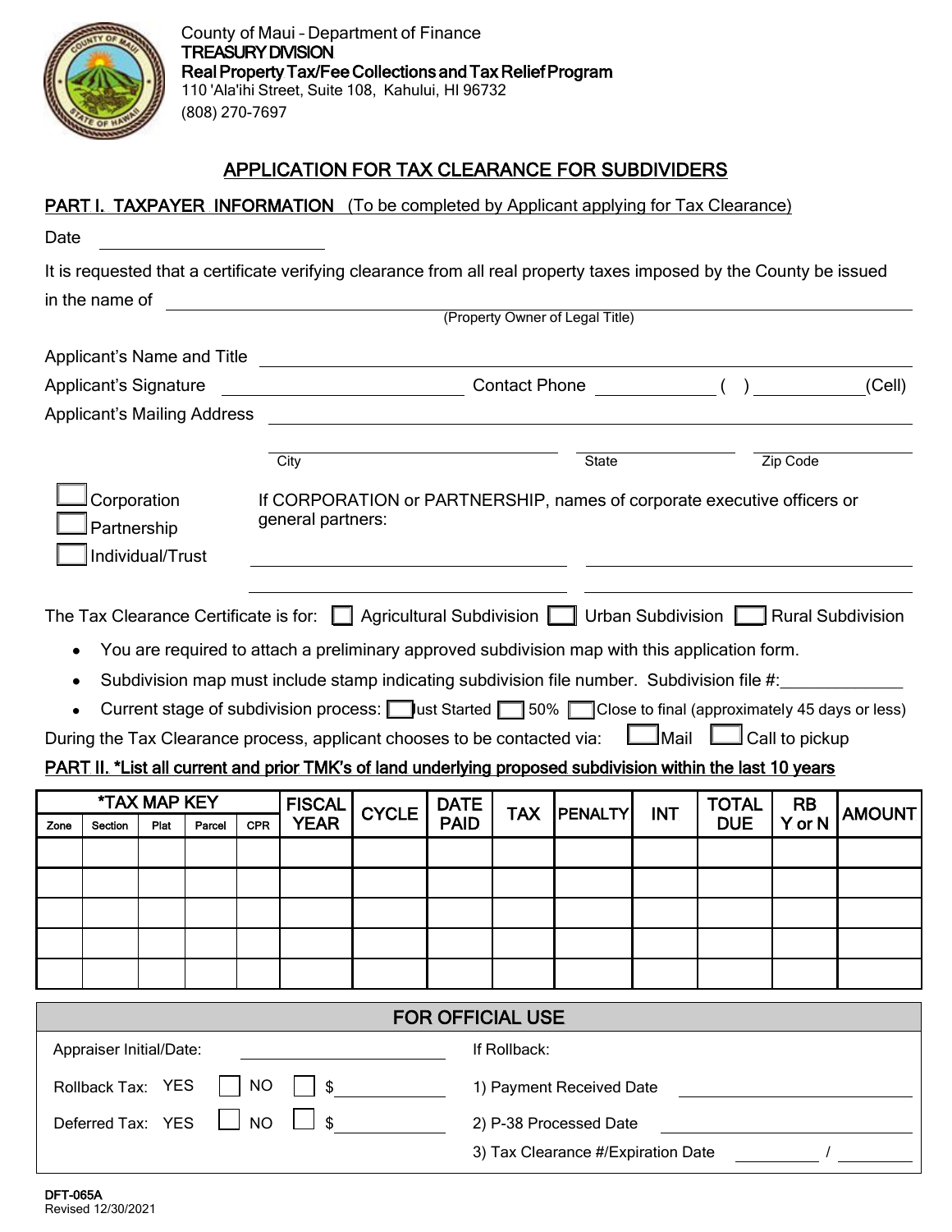County of Maui – Department of Finance
**TREASURY DIVISION**
**Real Property Tax/Fee Collections and Tax Relief Program**
110 'Ala'ihi Street, Suite 108, Kahului, HI 96732
(808) 270-7697

# APPLICATION FOR TAX CLEARANCE FOR SUBDIVIDERS

## PART I. TAXPAYER INFORMATION (To be completed by Applicant applying for Tax Clearance)

Date ____________________

It is requested that a certificate verifying clearance from all real property taxes imposed by the County be issued in the name of ______________________________________________
(Property Owner of Legal Title)

Applicant's Name and Title ______________________________________________

Applicant's Signature ____________________ Contact Phone ____________ ( ) ____________(Cell)

Applicant's Mailing Address ______________________________________________

City ____________________ State ____________ Zip Code ____________

☐ Corporation
☐ Partnership
☐ Individual/Trust

If CORPORATION or PARTNERSHIP, names of corporate executive officers or general partners:

____________________ ____________________

____________________ ____________________

The Tax Clearance Certificate is for: ☐ Agricultural Subdivision ☐ Urban Subdivision ☐ Rural Subdivision

- You are required to attach a preliminary approved subdivision map with this application form.
- Subdivision map must include stamp indicating subdivision file number. Subdivision file #:____________
- Current stage of subdivision process: ☐ Just Started ☐ 50% ☐ Close to final (approximately 45 days or less)

During the Tax Clearance process, applicant chooses to be contacted via: ☐ Mail ☐ Call to pickup

## PART II. *List all current and prior TMK's of land underlying proposed subdivision within the last 10 years

| *TAX MAP KEY | | | | | FISCAL YEAR | CYCLE | DATE PAID | TAX | PENALTY | INT | TOTAL DUE | RB Y or N | AMOUNT |
|---|---|---|---|---|---|---|---|---|---|---|---|---|---|
| Zone | Section | Plat | Parcel | CPR | | | | | | | | | |
| | | | | | | | | | | | | | |
| | | | | | | | | | | | | | |
| | | | | | | | | | | | | | |
| | | | | | | | | | | | | | |
| | | | | | | | | | | | | | |

### FOR OFFICIAL USE

Appraiser Initial/Date: ____________________

Rollback Tax: YES ☐ NO ☐ $____________

Deferred Tax: YES ☐ NO ☐ $____________

If Rollback:

1) Payment Received Date ____________________
2) P-38 Processed Date ____________________
3) Tax Clearance #/Expiration Date __________ / __________

DFT-065A
Revised 12/30/2021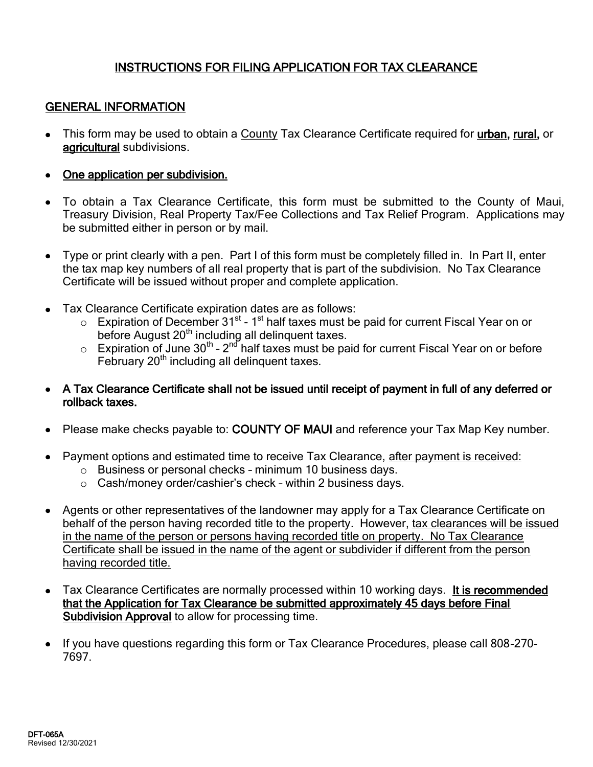# INSTRUCTIONS FOR FILING APPLICATION FOR TAX CLEARANCE

## GENERAL INFORMATION

- This form may be used to obtain a County Tax Clearance Certificate required for **urban, rural,** or **agricultural** subdivisions.
- **One application per subdivision.**
- To obtain a Tax Clearance Certificate, this form must be submitted to the County of Maui, Treasury Division, Real Property Tax/Fee Collections and Tax Relief Program. Applications may be submitted either in person or by mail.
- Type or print clearly with a pen. Part I of this form must be completely filled in. In Part II, enter the tax map key numbers of all real property that is part of the subdivision. No Tax Clearance Certificate will be issued without proper and complete application.
- Tax Clearance Certificate expiration dates are as follows:
  - Expiration of December 31st - 1st half taxes must be paid for current Fiscal Year on or before August 20th including all delinquent taxes.
  - Expiration of June 30th – 2nd half taxes must be paid for current Fiscal Year on or before February 20th including all delinquent taxes.
- **A Tax Clearance Certificate shall not be issued until receipt of payment in full of any deferred or rollback taxes.**
- Please make checks payable to: **COUNTY OF MAUI** and reference your Tax Map Key number.
- Payment options and estimated time to receive Tax Clearance, after payment is received:
  - Business or personal checks – minimum 10 business days.
  - Cash/money order/cashier's check – within 2 business days.
- Agents or other representatives of the landowner may apply for a Tax Clearance Certificate on behalf of the person having recorded title to the property. However, tax clearances will be issued in the name of the person or persons having recorded title on property. No Tax Clearance Certificate shall be issued in the name of the agent or subdivider if different from the person having recorded title.
- Tax Clearance Certificates are normally processed within 10 working days. **It is recommended that the Application for Tax Clearance be submitted approximately 45 days before Final Subdivision Approval** to allow for processing time.
- If you have questions regarding this form or Tax Clearance Procedures, please call 808-270-7697.

**DFT-065A**
Revised 12/30/2021